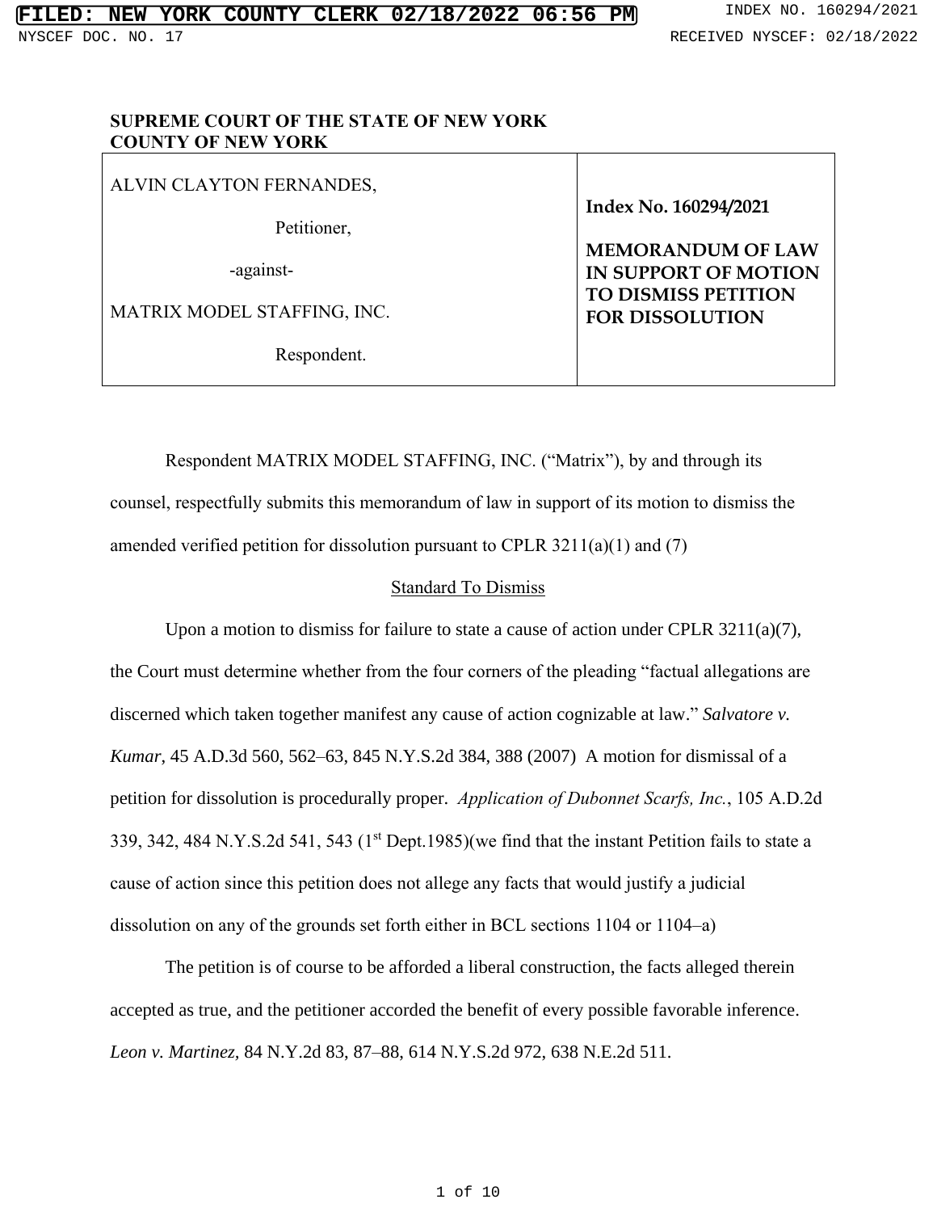**SUPREME COURT OF THE STATE OF NEW YORK**
**COUNTY OF NEW YORK**

| ALVIN CLAYTON FERNANDES, Petitioner, -against- MATRIX MODEL STAFFING, INC. Respondent. | **Index No. 160294/2021** **MEMORANDUM OF LAW IN SUPPORT OF MOTION TO DISMISS PETITION FOR DISSOLUTION** |
| --- | --- |

Respondent MATRIX MODEL STAFFING, INC. ("Matrix"), by and through its counsel, respectfully submits this memorandum of law in support of its motion to dismiss the amended verified petition for dissolution pursuant to CPLR 3211(a)(1) and (7)

## Standard To Dismiss

Upon a motion to dismiss for failure to state a cause of action under CPLR 3211(a)(7), the Court must determine whether from the four corners of the pleading "factual allegations are discerned which taken together manifest any cause of action cognizable at law." *Salvatore v. Kumar*, 45 A.D.3d 560, 562–63, 845 N.Y.S.2d 384, 388 (2007) A motion for dismissal of a petition for dissolution is procedurally proper. *Application of Dubonnet Scarfs, Inc.*, 105 A.D.2d 339, 342, 484 N.Y.S.2d 541, 543 (1st Dept.1985)(we find that the instant Petition fails to state a cause of action since this petition does not allege any facts that would justify a judicial dissolution on any of the grounds set forth either in BCL sections 1104 or 1104–a)

The petition is of course to be afforded a liberal construction, the facts alleged therein accepted as true, and the petitioner accorded the benefit of every possible favorable inference. *Leon v. Martinez,* 84 N.Y.2d 83, 87–88, 614 N.Y.S.2d 972, 638 N.E.2d 511.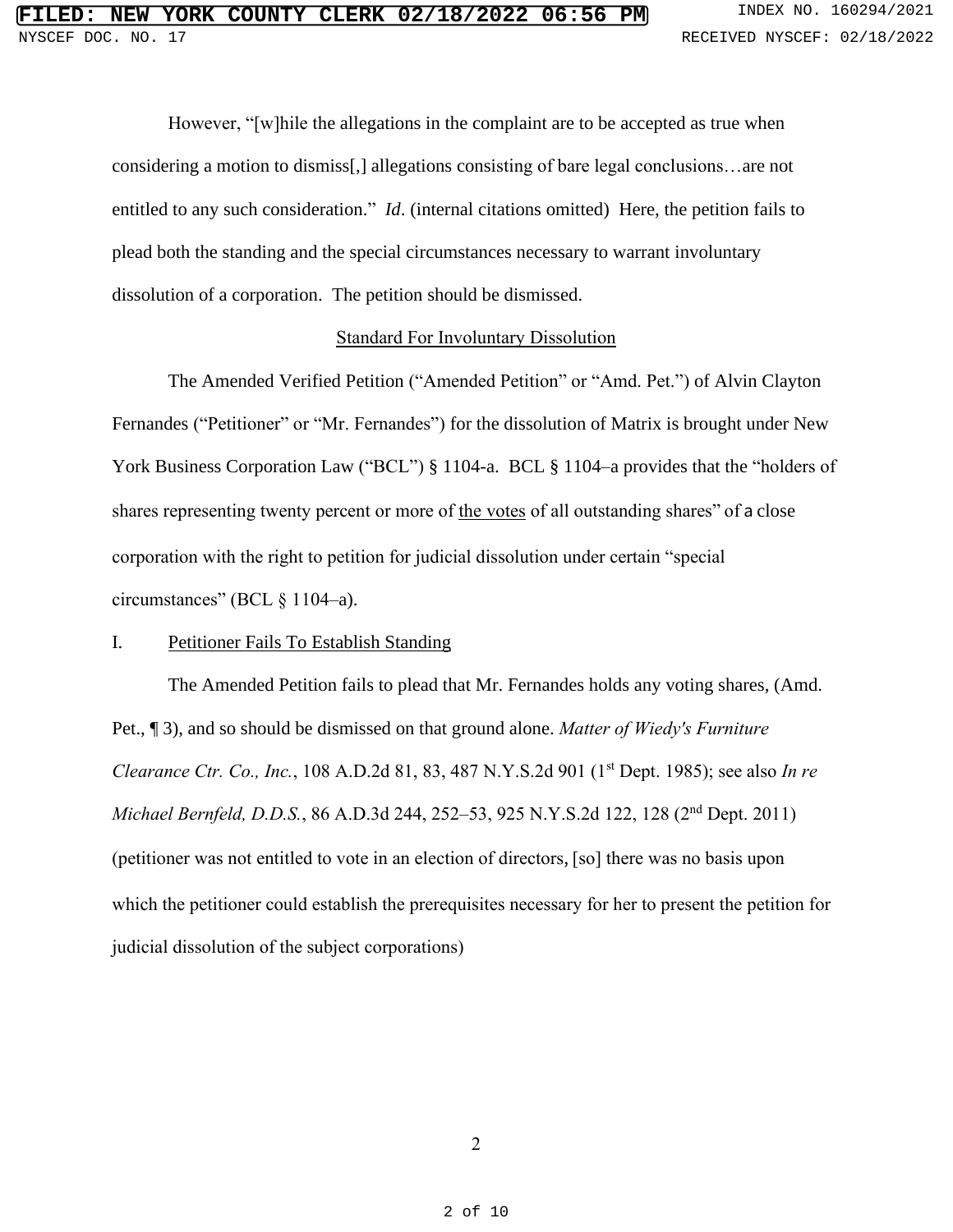However, "[w]hile the allegations in the complaint are to be accepted as true when considering a motion to dismiss[,] allegations consisting of bare legal conclusions…are not entitled to any such consideration." *Id*. (internal citations omitted) Here, the petition fails to plead both the standing and the special circumstances necessary to warrant involuntary dissolution of a corporation. The petition should be dismissed.

<u>Standard For Involuntary Dissolution</u>

The Amended Verified Petition ("Amended Petition" or "Amd. Pet.") of Alvin Clayton Fernandes ("Petitioner" or "Mr. Fernandes") for the dissolution of Matrix is brought under New York Business Corporation Law ("BCL") § 1104-a. BCL § 1104–a provides that the "holders of shares representing twenty percent or more of <u>the votes</u> of all outstanding shares" of a close corporation with the right to petition for judicial dissolution under certain "special circumstances" (BCL § 1104–a).

I. <u>Petitioner Fails To Establish Standing</u>

The Amended Petition fails to plead that Mr. Fernandes holds any voting shares, (Amd. Pet., ¶ 3), and so should be dismissed on that ground alone. *Matter of Wiedy's Furniture Clearance Ctr. Co., Inc.*, 108 A.D.2d 81, 83, 487 N.Y.S.2d 901 (1st Dept. 1985); see also *In re Michael Bernfeld, D.D.S.*, 86 A.D.3d 244, 252–53, 925 N.Y.S.2d 122, 128 (2nd Dept. 2011) (petitioner was not entitled to vote in an election of directors, [so] there was no basis upon which the petitioner could establish the prerequisites necessary for her to present the petition for judicial dissolution of the subject corporations)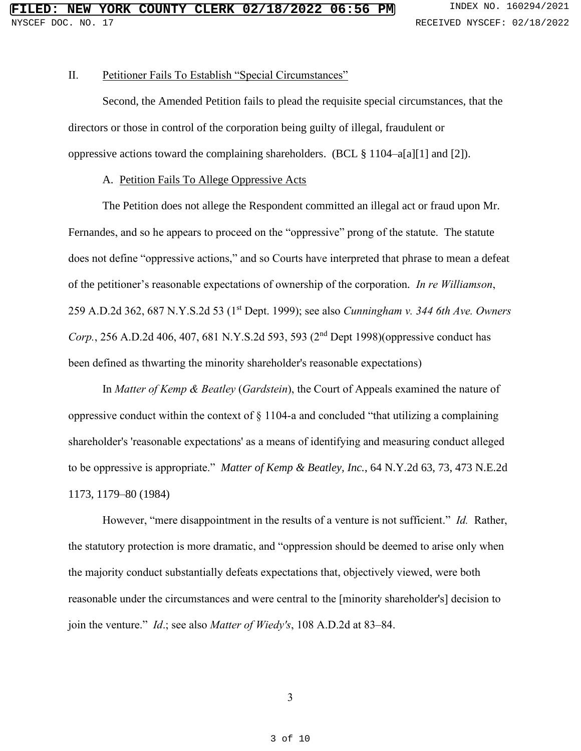II. <u>Petitioner Fails To Establish "Special Circumstances"</u>

Second, the Amended Petition fails to plead the requisite special circumstances, that the directors or those in control of the corporation being guilty of illegal, fraudulent or oppressive actions toward the complaining shareholders. (BCL § 1104–a[a][1] and [2]).

A. <u>Petition Fails To Allege Oppressive Acts</u>

The Petition does not allege the Respondent committed an illegal act or fraud upon Mr. Fernandes, and so he appears to proceed on the "oppressive" prong of the statute. The statute does not define "oppressive actions," and so Courts have interpreted that phrase to mean a defeat of the petitioner's reasonable expectations of ownership of the corporation. *In re Williamson*, 259 A.D.2d 362, 687 N.Y.S.2d 53 (1st Dept. 1999); see also *Cunningham v. 344 6th Ave. Owners Corp.*, 256 A.D.2d 406, 407, 681 N.Y.S.2d 593, 593 (2nd Dept 1998)(oppressive conduct has been defined as thwarting the minority shareholder's reasonable expectations)

In *Matter of Kemp & Beatley* (*Gardstein*), the Court of Appeals examined the nature of oppressive conduct within the context of § 1104-a and concluded "that utilizing a complaining shareholder's 'reasonable expectations' as a means of identifying and measuring conduct alleged to be oppressive is appropriate." *Matter of Kemp & Beatley, Inc.*, 64 N.Y.2d 63, 73, 473 N.E.2d 1173, 1179–80 (1984)

However, "mere disappointment in the results of a venture is not sufficient." *Id.* Rather, the statutory protection is more dramatic, and "oppression should be deemed to arise only when the majority conduct substantially defeats expectations that, objectively viewed, were both reasonable under the circumstances and were central to the [minority shareholder's] decision to join the venture." *Id*.; see also *Matter of Wiedy's*, 108 A.D.2d at 83–84.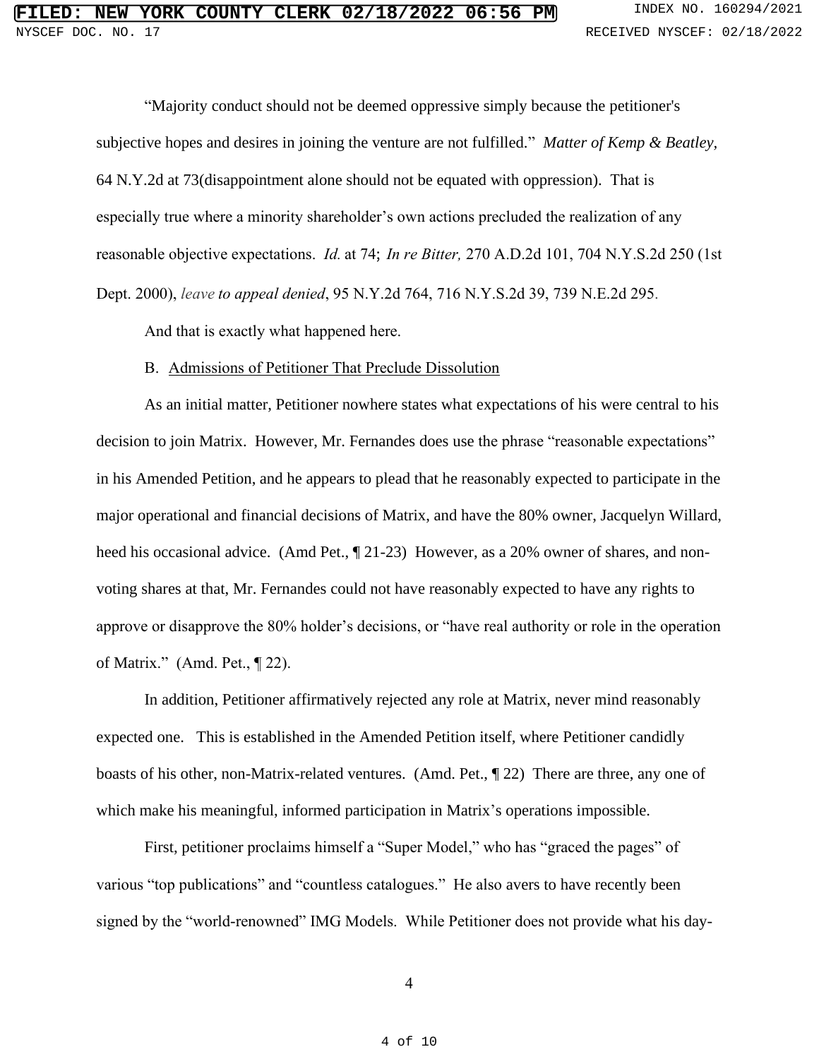"Majority conduct should not be deemed oppressive simply because the petitioner's subjective hopes and desires in joining the venture are not fulfilled." *Matter of Kemp & Beatley*, 64 N.Y.2d at 73(disappointment alone should not be equated with oppression). That is especially true where a minority shareholder's own actions precluded the realization of any reasonable objective expectations. *Id.* at 74; *In re Bitter,* 270 A.D.2d 101, 704 N.Y.S.2d 250 (1st Dept. 2000), *leave to appeal denied*, 95 N.Y.2d 764, 716 N.Y.S.2d 39, 739 N.E.2d 295.

And that is exactly what happened here.

B. Admissions of Petitioner That Preclude Dissolution

As an initial matter, Petitioner nowhere states what expectations of his were central to his decision to join Matrix. However, Mr. Fernandes does use the phrase "reasonable expectations" in his Amended Petition, and he appears to plead that he reasonably expected to participate in the major operational and financial decisions of Matrix, and have the 80% owner, Jacquelyn Willard, heed his occasional advice. (Amd Pet., ¶ 21-23) However, as a 20% owner of shares, and non-voting shares at that, Mr. Fernandes could not have reasonably expected to have any rights to approve or disapprove the 80% holder's decisions, or "have real authority or role in the operation of Matrix." (Amd. Pet., ¶ 22).

In addition, Petitioner affirmatively rejected any role at Matrix, never mind reasonably expected one. This is established in the Amended Petition itself, where Petitioner candidly boasts of his other, non-Matrix-related ventures. (Amd. Pet., ¶ 22) There are three, any one of which make his meaningful, informed participation in Matrix's operations impossible.

First, petitioner proclaims himself a "Super Model," who has "graced the pages" of various "top publications" and "countless catalogues." He also avers to have recently been signed by the "world-renowned" IMG Models. While Petitioner does not provide what his day-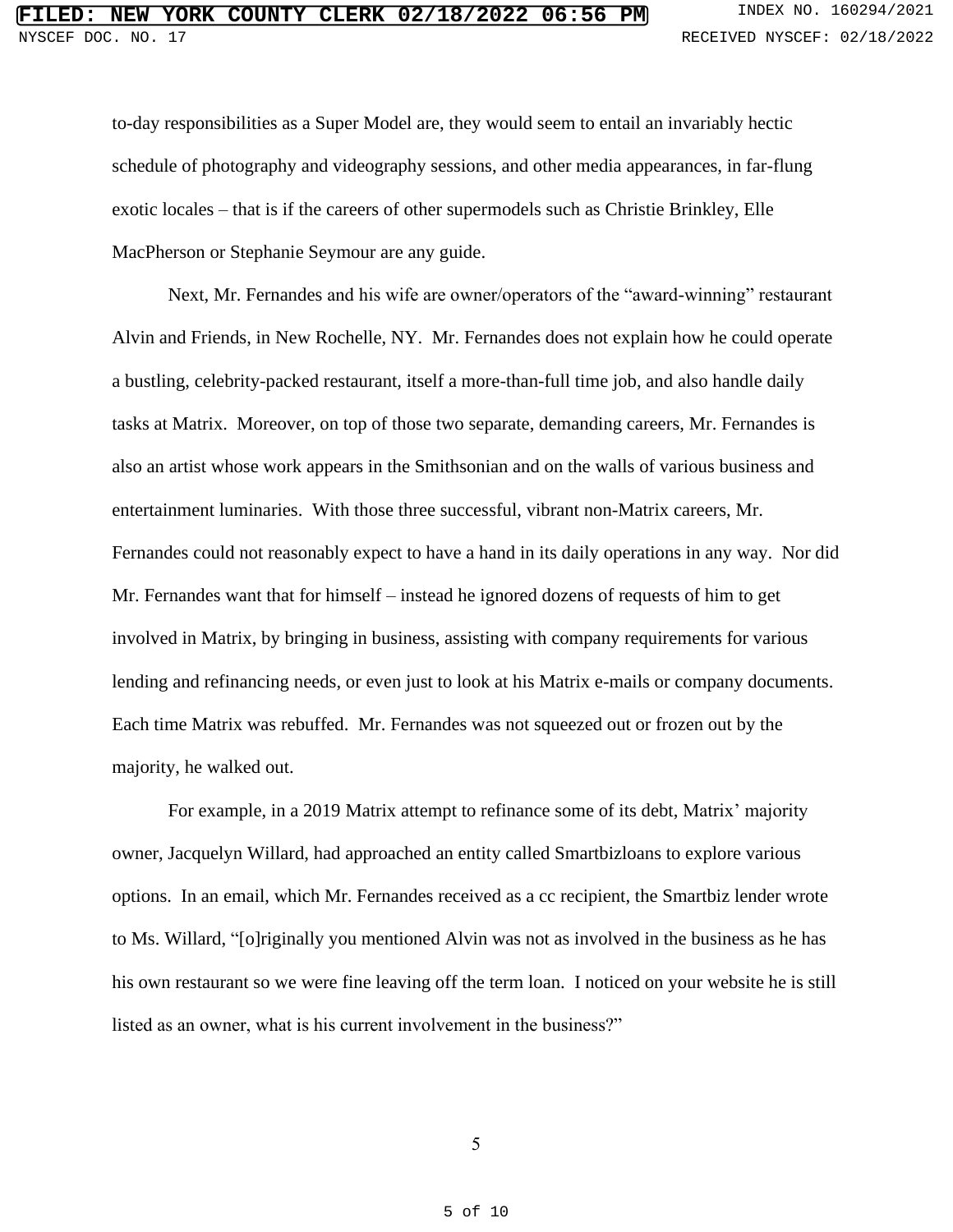to-day responsibilities as a Super Model are, they would seem to entail an invariably hectic schedule of photography and videography sessions, and other media appearances, in far-flung exotic locales – that is if the careers of other supermodels such as Christie Brinkley, Elle MacPherson or Stephanie Seymour are any guide.

Next, Mr. Fernandes and his wife are owner/operators of the "award-winning" restaurant Alvin and Friends, in New Rochelle, NY. Mr. Fernandes does not explain how he could operate a bustling, celebrity-packed restaurant, itself a more-than-full time job, and also handle daily tasks at Matrix. Moreover, on top of those two separate, demanding careers, Mr. Fernandes is also an artist whose work appears in the Smithsonian and on the walls of various business and entertainment luminaries. With those three successful, vibrant non-Matrix careers, Mr. Fernandes could not reasonably expect to have a hand in its daily operations in any way. Nor did Mr. Fernandes want that for himself – instead he ignored dozens of requests of him to get involved in Matrix, by bringing in business, assisting with company requirements for various lending and refinancing needs, or even just to look at his Matrix e-mails or company documents. Each time Matrix was rebuffed. Mr. Fernandes was not squeezed out or frozen out by the majority, he walked out.

For example, in a 2019 Matrix attempt to refinance some of its debt, Matrix' majority owner, Jacquelyn Willard, had approached an entity called Smartbizloans to explore various options. In an email, which Mr. Fernandes received as a cc recipient, the Smartbiz lender wrote to Ms. Willard, "[o]riginally you mentioned Alvin was not as involved in the business as he has his own restaurant so we were fine leaving off the term loan. I noticed on your website he is still listed as an owner, what is his current involvement in the business?"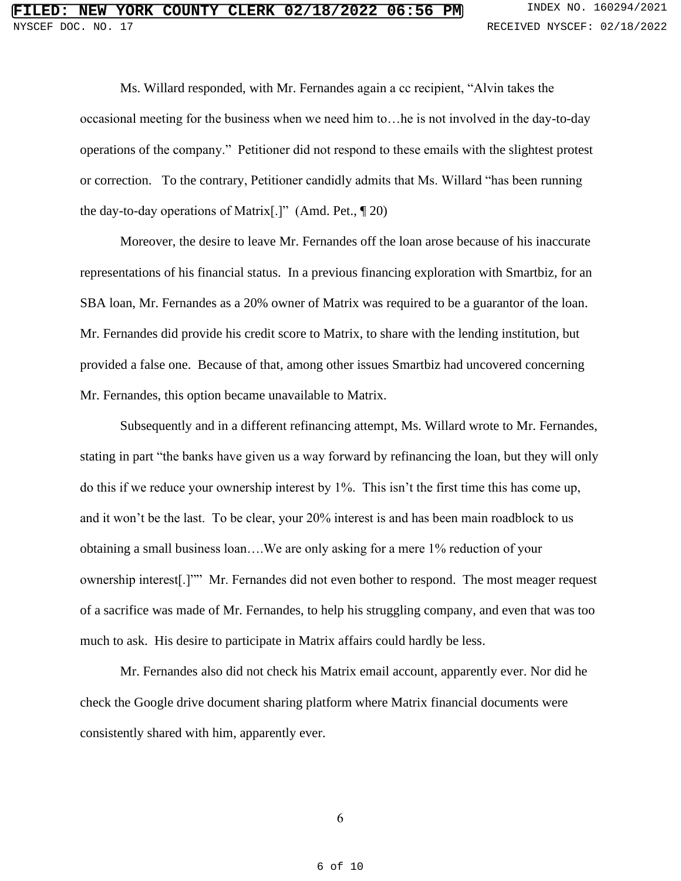Ms. Willard responded, with Mr. Fernandes again a cc recipient, "Alvin takes the occasional meeting for the business when we need him to…he is not involved in the day-to-day operations of the company." Petitioner did not respond to these emails with the slightest protest or correction. To the contrary, Petitioner candidly admits that Ms. Willard "has been running the day-to-day operations of Matrix[.]" (Amd. Pet., ¶ 20)

Moreover, the desire to leave Mr. Fernandes off the loan arose because of his inaccurate representations of his financial status. In a previous financing exploration with Smartbiz, for an SBA loan, Mr. Fernandes as a 20% owner of Matrix was required to be a guarantor of the loan. Mr. Fernandes did provide his credit score to Matrix, to share with the lending institution, but provided a false one. Because of that, among other issues Smartbiz had uncovered concerning Mr. Fernandes, this option became unavailable to Matrix.

Subsequently and in a different refinancing attempt, Ms. Willard wrote to Mr. Fernandes, stating in part "the banks have given us a way forward by refinancing the loan, but they will only do this if we reduce your ownership interest by 1%. This isn't the first time this has come up, and it won't be the last. To be clear, your 20% interest is and has been main roadblock to us obtaining a small business loan….We are only asking for a mere 1% reduction of your ownership interest[.]"" Mr. Fernandes did not even bother to respond. The most meager request of a sacrifice was made of Mr. Fernandes, to help his struggling company, and even that was too much to ask. His desire to participate in Matrix affairs could hardly be less.

Mr. Fernandes also did not check his Matrix email account, apparently ever. Nor did he check the Google drive document sharing platform where Matrix financial documents were consistently shared with him, apparently ever.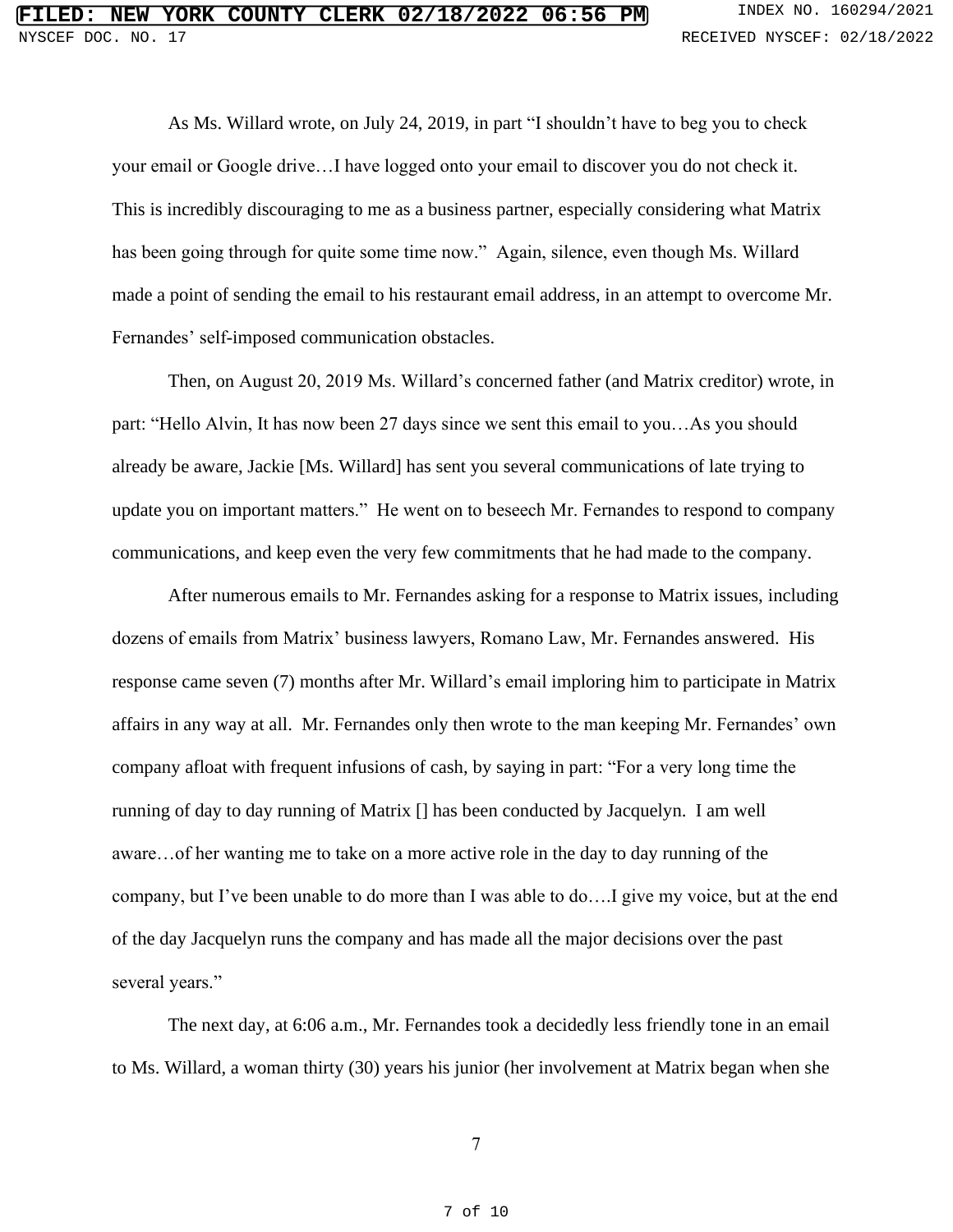As Ms. Willard wrote, on July 24, 2019, in part "I shouldn't have to beg you to check your email or Google drive…I have logged onto your email to discover you do not check it. This is incredibly discouraging to me as a business partner, especially considering what Matrix has been going through for quite some time now." Again, silence, even though Ms. Willard made a point of sending the email to his restaurant email address, in an attempt to overcome Mr. Fernandes' self-imposed communication obstacles.

Then, on August 20, 2019 Ms. Willard's concerned father (and Matrix creditor) wrote, in part: "Hello Alvin, It has now been 27 days since we sent this email to you…As you should already be aware, Jackie [Ms. Willard] has sent you several communications of late trying to update you on important matters." He went on to beseech Mr. Fernandes to respond to company communications, and keep even the very few commitments that he had made to the company.

After numerous emails to Mr. Fernandes asking for a response to Matrix issues, including dozens of emails from Matrix' business lawyers, Romano Law, Mr. Fernandes answered. His response came seven (7) months after Mr. Willard's email imploring him to participate in Matrix affairs in any way at all. Mr. Fernandes only then wrote to the man keeping Mr. Fernandes' own company afloat with frequent infusions of cash, by saying in part: "For a very long time the running of day to day running of Matrix [] has been conducted by Jacquelyn. I am well aware…of her wanting me to take on a more active role in the day to day running of the company, but I've been unable to do more than I was able to do….I give my voice, but at the end of the day Jacquelyn runs the company and has made all the major decisions over the past several years."

The next day, at 6:06 a.m., Mr. Fernandes took a decidedly less friendly tone in an email to Ms. Willard, a woman thirty (30) years his junior (her involvement at Matrix began when she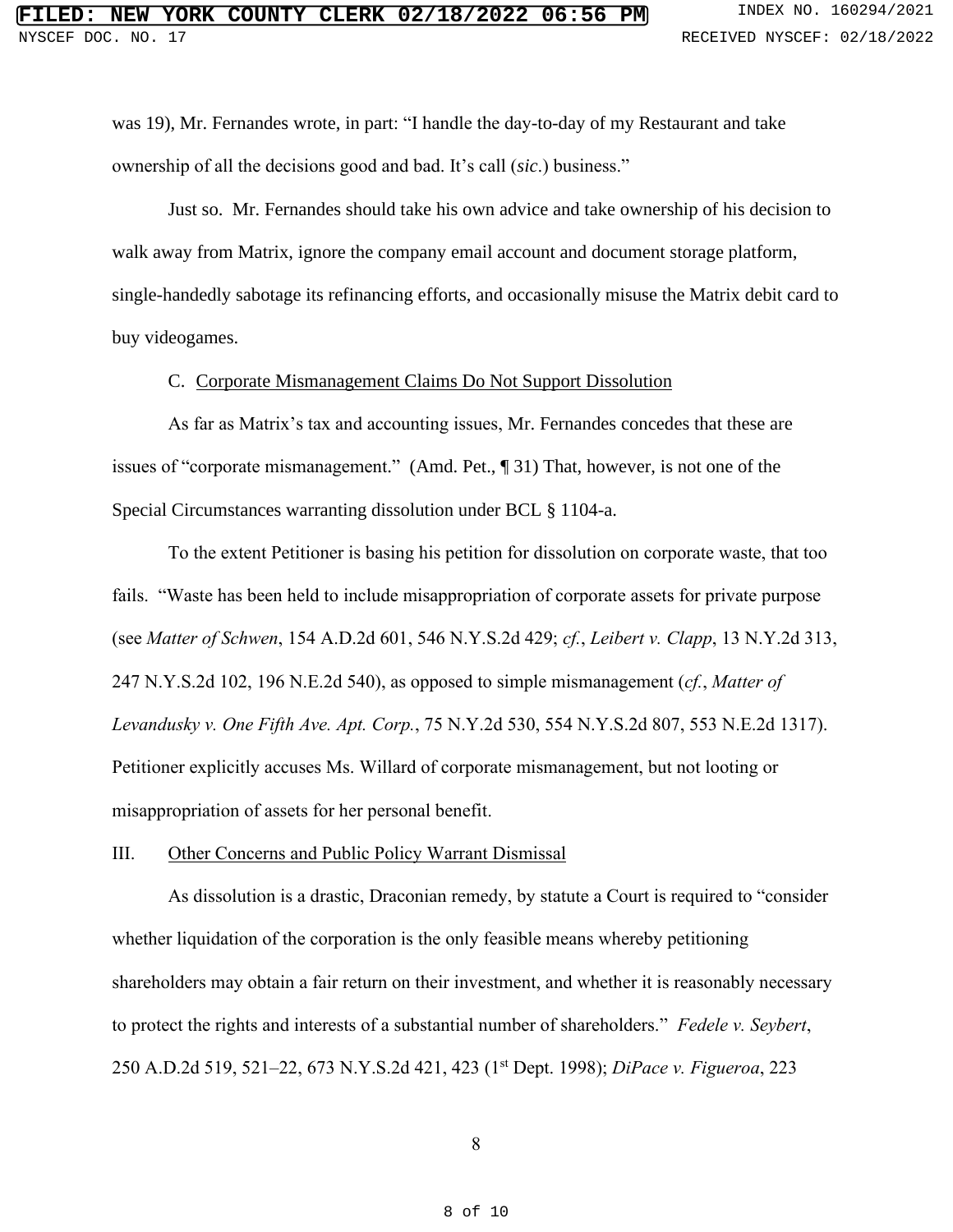was 19), Mr. Fernandes wrote, in part: "I handle the day-to-day of my Restaurant and take ownership of all the decisions good and bad. It's call (*sic*.) business."

Just so. Mr. Fernandes should take his own advice and take ownership of his decision to walk away from Matrix, ignore the company email account and document storage platform, single-handedly sabotage its refinancing efforts, and occasionally misuse the Matrix debit card to buy videogames.

C. Corporate Mismanagement Claims Do Not Support Dissolution

As far as Matrix's tax and accounting issues, Mr. Fernandes concedes that these are issues of "corporate mismanagement." (Amd. Pet., ¶ 31) That, however, is not one of the Special Circumstances warranting dissolution under BCL § 1104-a.

To the extent Petitioner is basing his petition for dissolution on corporate waste, that too fails. "Waste has been held to include misappropriation of corporate assets for private purpose (see *Matter of Schwen*, 154 A.D.2d 601, 546 N.Y.S.2d 429; *cf.*, *Leibert v. Clapp*, 13 N.Y.2d 313, 247 N.Y.S.2d 102, 196 N.E.2d 540), as opposed to simple mismanagement (*cf.*, *Matter of Levandusky v. One Fifth Ave. Apt. Corp.*, 75 N.Y.2d 530, 554 N.Y.S.2d 807, 553 N.E.2d 1317). Petitioner explicitly accuses Ms. Willard of corporate mismanagement, but not looting or misappropriation of assets for her personal benefit.

III. Other Concerns and Public Policy Warrant Dismissal

As dissolution is a drastic, Draconian remedy, by statute a Court is required to "consider whether liquidation of the corporation is the only feasible means whereby petitioning shareholders may obtain a fair return on their investment, and whether it is reasonably necessary to protect the rights and interests of a substantial number of shareholders." *Fedele v. Seybert*, 250 A.D.2d 519, 521–22, 673 N.Y.S.2d 421, 423 (1st Dept. 1998); *DiPace v. Figueroa*, 223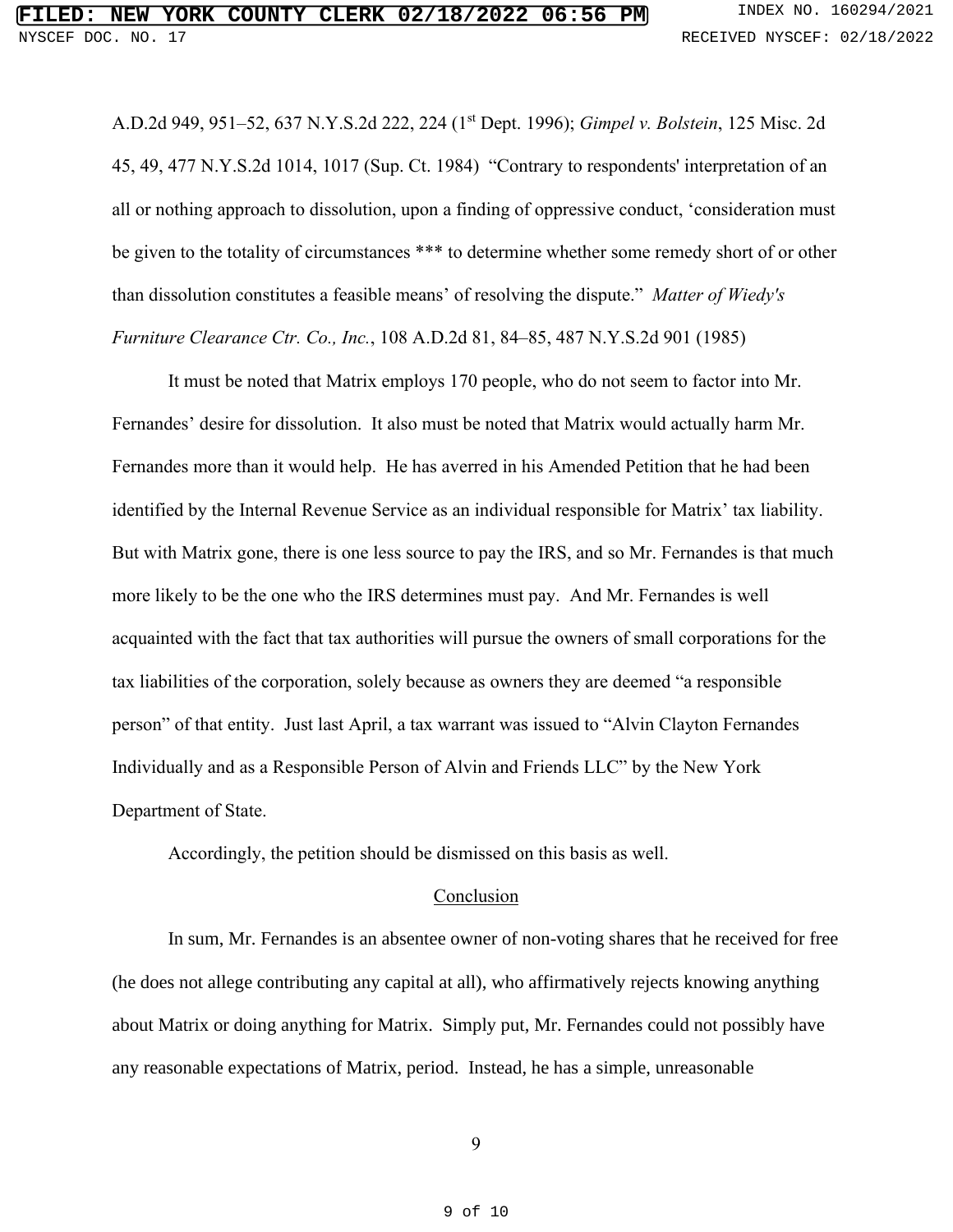A.D.2d 949, 951–52, 637 N.Y.S.2d 222, 224 (1st Dept. 1996); *Gimpel v. Bolstein*, 125 Misc. 2d 45, 49, 477 N.Y.S.2d 1014, 1017 (Sup. Ct. 1984) "Contrary to respondents' interpretation of an all or nothing approach to dissolution, upon a finding of oppressive conduct, 'consideration must be given to the totality of circumstances *** to determine whether some remedy short of or other than dissolution constitutes a feasible means' of resolving the dispute." *Matter of Wiedy's Furniture Clearance Ctr. Co., Inc.*, 108 A.D.2d 81, 84–85, 487 N.Y.S.2d 901 (1985)

It must be noted that Matrix employs 170 people, who do not seem to factor into Mr. Fernandes' desire for dissolution. It also must be noted that Matrix would actually harm Mr. Fernandes more than it would help. He has averred in his Amended Petition that he had been identified by the Internal Revenue Service as an individual responsible for Matrix' tax liability. But with Matrix gone, there is one less source to pay the IRS, and so Mr. Fernandes is that much more likely to be the one who the IRS determines must pay. And Mr. Fernandes is well acquainted with the fact that tax authorities will pursue the owners of small corporations for the tax liabilities of the corporation, solely because as owners they are deemed "a responsible person" of that entity. Just last April, a tax warrant was issued to "Alvin Clayton Fernandes Individually and as a Responsible Person of Alvin and Friends LLC" by the New York Department of State.

Accordingly, the petition should be dismissed on this basis as well.

## Conclusion

In sum, Mr. Fernandes is an absentee owner of non-voting shares that he received for free (he does not allege contributing any capital at all), who affirmatively rejects knowing anything about Matrix or doing anything for Matrix. Simply put, Mr. Fernandes could not possibly have any reasonable expectations of Matrix, period. Instead, he has a simple, unreasonable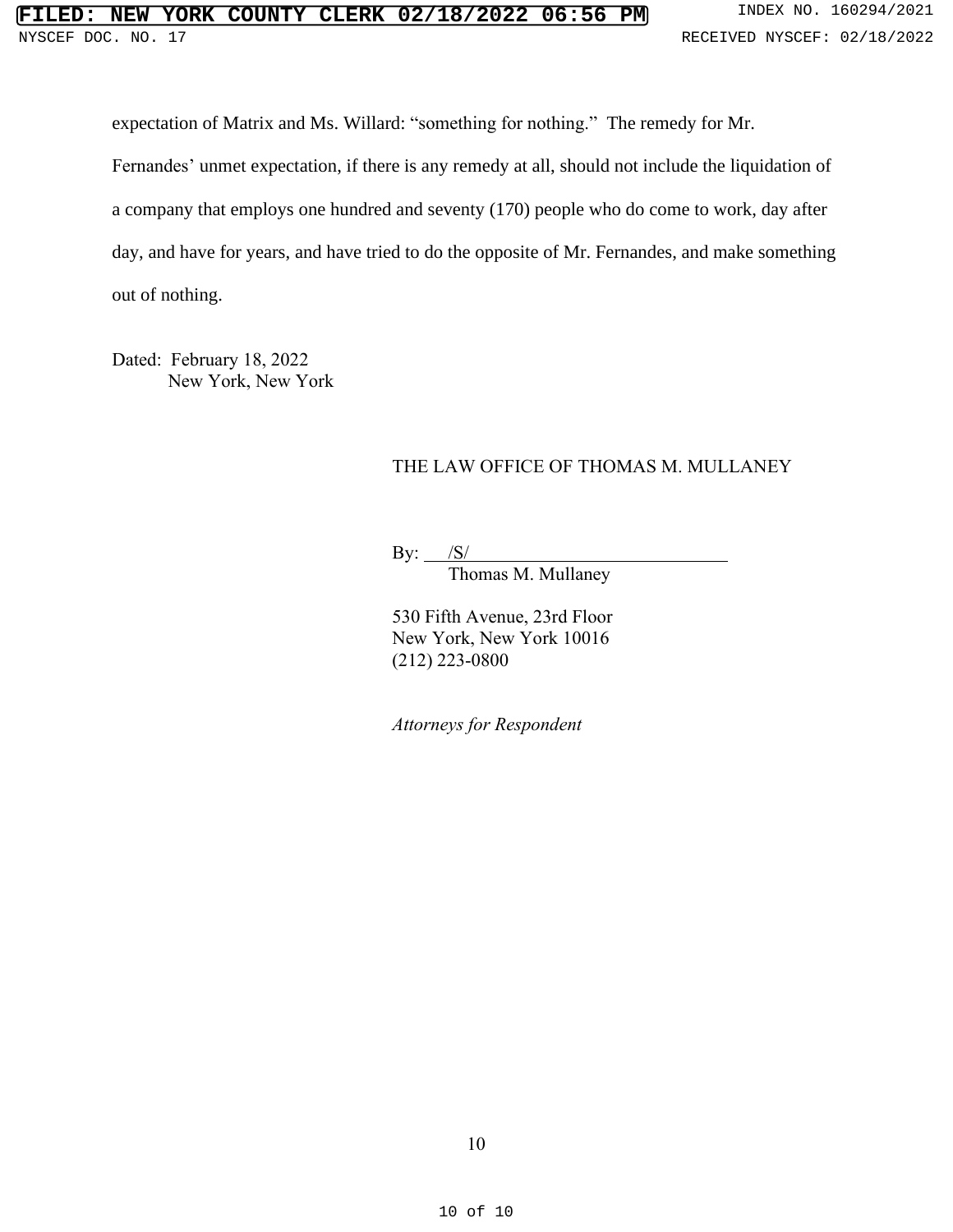expectation of Matrix and Ms. Willard: "something for nothing." The remedy for Mr. Fernandes' unmet expectation, if there is any remedy at all, should not include the liquidation of a company that employs one hundred and seventy (170) people who do come to work, day after day, and have for years, and have tried to do the opposite of Mr. Fernandes, and make something out of nothing.

Dated: February 18, 2022
New York, New York

THE LAW OFFICE OF THOMAS M. MULLANEY

By: /S/
Thomas M. Mullaney

530 Fifth Avenue, 23rd Floor
New York, New York 10016
(212) 223-0800

*Attorneys for Respondent*